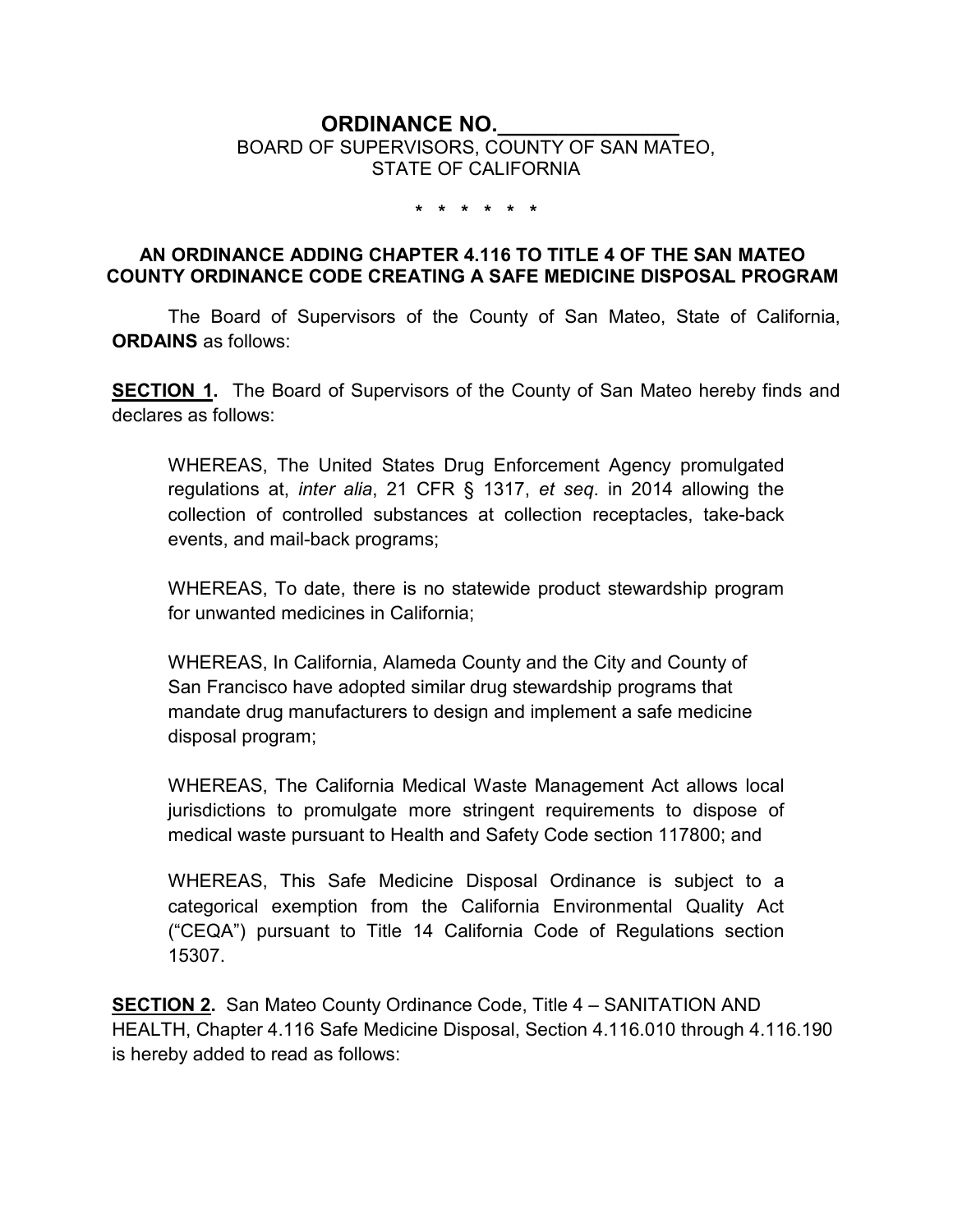# ORDINANCE NO.\_\_\_\_\_\_\_\_\_\_\_\_\_\_\_

BOARD OF SUPERVISORS, COUNTY OF SAN MATEO, STATE OF CALIFORNIA

\* \* \* \* \* \*

**AN ORDINANCE ADDING CHAPTER 4.116 TO TITLE 4 OF THE SAN MATEO COUNTY ORDINANCE CODE CREATING A SAFE MEDICINE DISPOSAL PROGRAM**

The Board of Supervisors of the County of San Mateo, State of California, **ORDAINS** as follows:

**SECTION 1.** The Board of Supervisors of the County of San Mateo hereby finds and declares as follows:

> WHEREAS, The United States Drug Enforcement Agency promulgated regulations at, *inter alia*, 21 CFR § 1317, *et seq*. in 2014 allowing the collection of controlled substances at collection receptacles, take-back events, and mail-back programs;
>
> WHEREAS, To date, there is no statewide product stewardship program for unwanted medicines in California;
>
> WHEREAS, In California, Alameda County and the City and County of San Francisco have adopted similar drug stewardship programs that mandate drug manufacturers to design and implement a safe medicine disposal program;
>
> WHEREAS, The California Medical Waste Management Act allows local jurisdictions to promulgate more stringent requirements to dispose of medical waste pursuant to Health and Safety Code section 117800; and
>
> WHEREAS, This Safe Medicine Disposal Ordinance is subject to a categorical exemption from the California Environmental Quality Act ("CEQA") pursuant to Title 14 California Code of Regulations section 15307.

**SECTION 2.** San Mateo County Ordinance Code, Title 4 – SANITATION AND HEALTH, Chapter 4.116 Safe Medicine Disposal, Section 4.116.010 through 4.116.190 is hereby added to read as follows: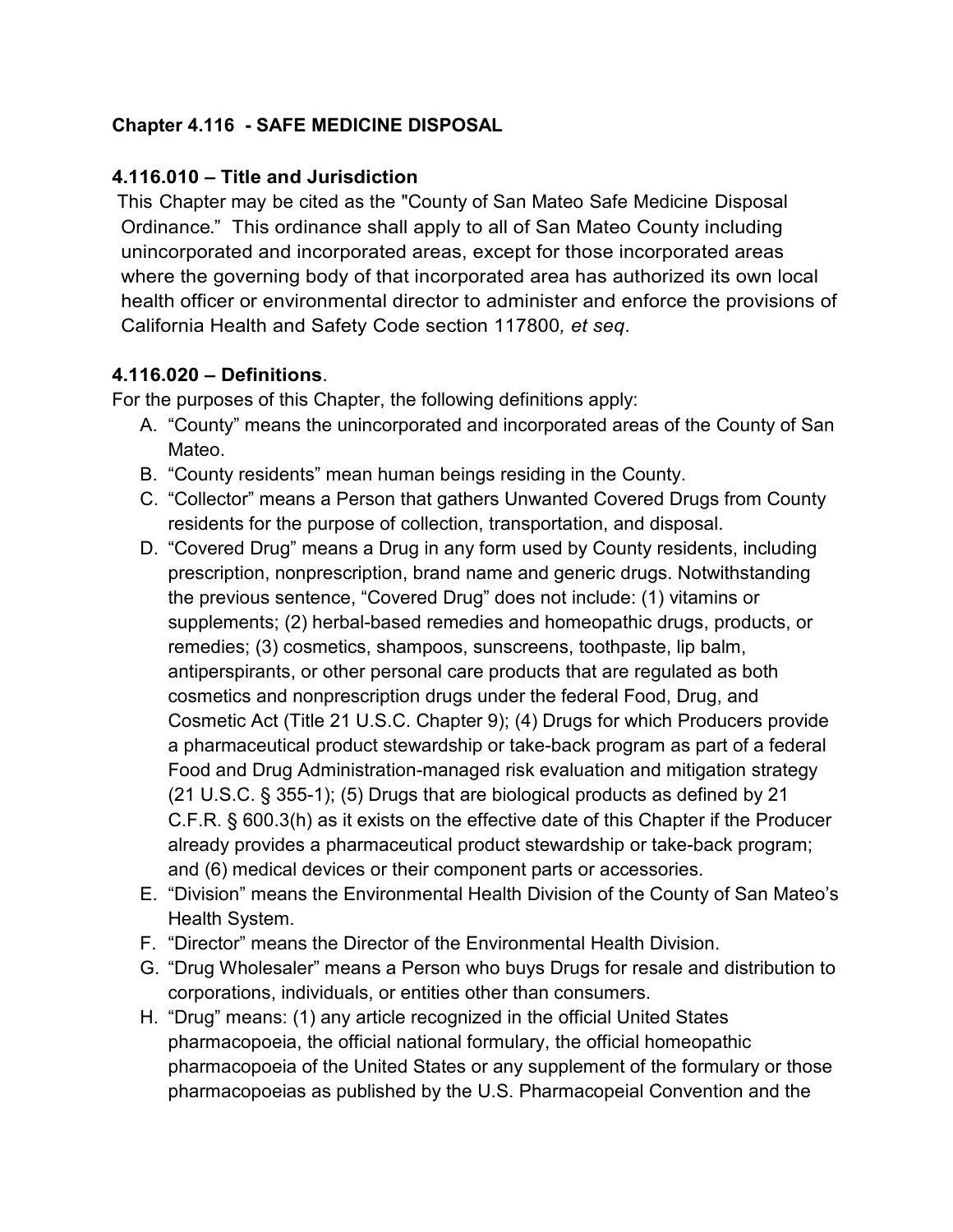**Chapter 4.116 - SAFE MEDICINE DISPOSAL**

**4.116.010 – Title and Jurisdiction**

This Chapter may be cited as the "County of San Mateo Safe Medicine Disposal Ordinance." This ordinance shall apply to all of San Mateo County including unincorporated and incorporated areas, except for those incorporated areas where the governing body of that incorporated area has authorized its own local health officer or environmental director to administer and enforce the provisions of California Health and Safety Code section 117800*, et seq*.

**4.116.020 – Definitions**.

For the purposes of this Chapter, the following definitions apply:

A. "County" means the unincorporated and incorporated areas of the County of San Mateo.
B. "County residents" mean human beings residing in the County.
C. "Collector" means a Person that gathers Unwanted Covered Drugs from County residents for the purpose of collection, transportation, and disposal.
D. "Covered Drug" means a Drug in any form used by County residents, including prescription, nonprescription, brand name and generic drugs. Notwithstanding the previous sentence, "Covered Drug" does not include: (1) vitamins or supplements; (2) herbal-based remedies and homeopathic drugs, products, or remedies; (3) cosmetics, shampoos, sunscreens, toothpaste, lip balm, antiperspirants, or other personal care products that are regulated as both cosmetics and nonprescription drugs under the federal Food, Drug, and Cosmetic Act (Title 21 U.S.C. Chapter 9); (4) Drugs for which Producers provide a pharmaceutical product stewardship or take-back program as part of a federal Food and Drug Administration-managed risk evaluation and mitigation strategy (21 U.S.C. § 355-1); (5) Drugs that are biological products as defined by 21 C.F.R. § 600.3(h) as it exists on the effective date of this Chapter if the Producer already provides a pharmaceutical product stewardship or take-back program; and (6) medical devices or their component parts or accessories.
E. "Division" means the Environmental Health Division of the County of San Mateo's Health System.
F. "Director" means the Director of the Environmental Health Division.
G. "Drug Wholesaler" means a Person who buys Drugs for resale and distribution to corporations, individuals, or entities other than consumers.
H. "Drug" means: (1) any article recognized in the official United States pharmacopoeia, the official national formulary, the official homeopathic pharmacopoeia of the United States or any supplement of the formulary or those pharmacopoeias as published by the U.S. Pharmacopeial Convention and the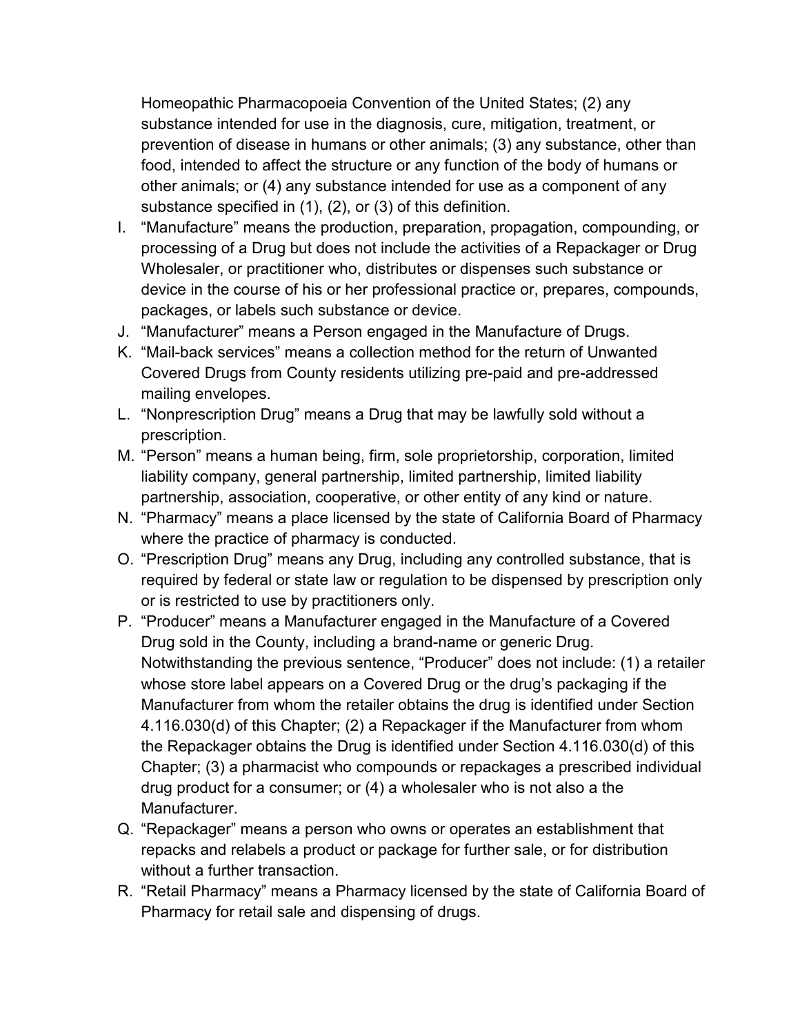Homeopathic Pharmacopoeia Convention of the United States; (2) any substance intended for use in the diagnosis, cure, mitigation, treatment, or prevention of disease in humans or other animals; (3) any substance, other than food, intended to affect the structure or any function of the body of humans or other animals; or (4) any substance intended for use as a component of any substance specified in (1), (2), or (3) of this definition.

I. "Manufacture" means the production, preparation, propagation, compounding, or processing of a Drug but does not include the activities of a Repackager or Drug Wholesaler, or practitioner who, distributes or dispenses such substance or device in the course of his or her professional practice or, prepares, compounds, packages, or labels such substance or device.

J. "Manufacturer" means a Person engaged in the Manufacture of Drugs.

K. "Mail-back services" means a collection method for the return of Unwanted Covered Drugs from County residents utilizing pre-paid and pre-addressed mailing envelopes.

L. "Nonprescription Drug" means a Drug that may be lawfully sold without a prescription.

M. "Person" means a human being, firm, sole proprietorship, corporation, limited liability company, general partnership, limited partnership, limited liability partnership, association, cooperative, or other entity of any kind or nature.

N. "Pharmacy" means a place licensed by the state of California Board of Pharmacy where the practice of pharmacy is conducted.

O. "Prescription Drug" means any Drug, including any controlled substance, that is required by federal or state law or regulation to be dispensed by prescription only or is restricted to use by practitioners only.

P. "Producer" means a Manufacturer engaged in the Manufacture of a Covered Drug sold in the County, including a brand-name or generic Drug. Notwithstanding the previous sentence, "Producer" does not include: (1) a retailer whose store label appears on a Covered Drug or the drug's packaging if the Manufacturer from whom the retailer obtains the drug is identified under Section 4.116.030(d) of this Chapter; (2) a Repackager if the Manufacturer from whom the Repackager obtains the Drug is identified under Section 4.116.030(d) of this Chapter; (3) a pharmacist who compounds or repackages a prescribed individual drug product for a consumer; or (4) a wholesaler who is not also a the Manufacturer.

Q. "Repackager" means a person who owns or operates an establishment that repacks and relabels a product or package for further sale, or for distribution without a further transaction.

R. "Retail Pharmacy" means a Pharmacy licensed by the state of California Board of Pharmacy for retail sale and dispensing of drugs.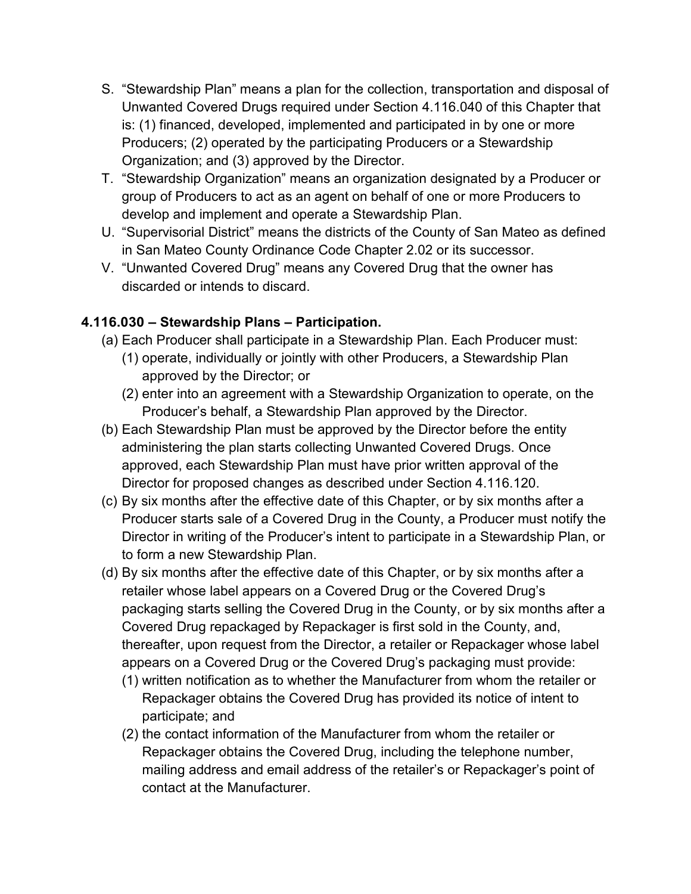S. "Stewardship Plan" means a plan for the collection, transportation and disposal of Unwanted Covered Drugs required under Section 4.116.040 of this Chapter that is: (1) financed, developed, implemented and participated in by one or more Producers; (2) operated by the participating Producers or a Stewardship Organization; and (3) approved by the Director.

T. "Stewardship Organization" means an organization designated by a Producer or group of Producers to act as an agent on behalf of one or more Producers to develop and implement and operate a Stewardship Plan.

U. "Supervisorial District" means the districts of the County of San Mateo as defined in San Mateo County Ordinance Code Chapter 2.02 or its successor.

V. "Unwanted Covered Drug" means any Covered Drug that the owner has discarded or intends to discard.

**4.116.030 – Stewardship Plans – Participation.**

(a) Each Producer shall participate in a Stewardship Plan. Each Producer must:
   (1) operate, individually or jointly with other Producers, a Stewardship Plan approved by the Director; or
   (2) enter into an agreement with a Stewardship Organization to operate, on the Producer's behalf, a Stewardship Plan approved by the Director.

(b) Each Stewardship Plan must be approved by the Director before the entity administering the plan starts collecting Unwanted Covered Drugs. Once approved, each Stewardship Plan must have prior written approval of the Director for proposed changes as described under Section 4.116.120.

(c) By six months after the effective date of this Chapter, or by six months after a Producer starts sale of a Covered Drug in the County, a Producer must notify the Director in writing of the Producer's intent to participate in a Stewardship Plan, or to form a new Stewardship Plan.

(d) By six months after the effective date of this Chapter, or by six months after a retailer whose label appears on a Covered Drug or the Covered Drug's packaging starts selling the Covered Drug in the County, or by six months after a Covered Drug repackaged by Repackager is first sold in the County, and, thereafter, upon request from the Director, a retailer or Repackager whose label appears on a Covered Drug or the Covered Drug's packaging must provide:
   (1) written notification as to whether the Manufacturer from whom the retailer or Repackager obtains the Covered Drug has provided its notice of intent to participate; and
   (2) the contact information of the Manufacturer from whom the retailer or Repackager obtains the Covered Drug, including the telephone number, mailing address and email address of the retailer's or Repackager's point of contact at the Manufacturer.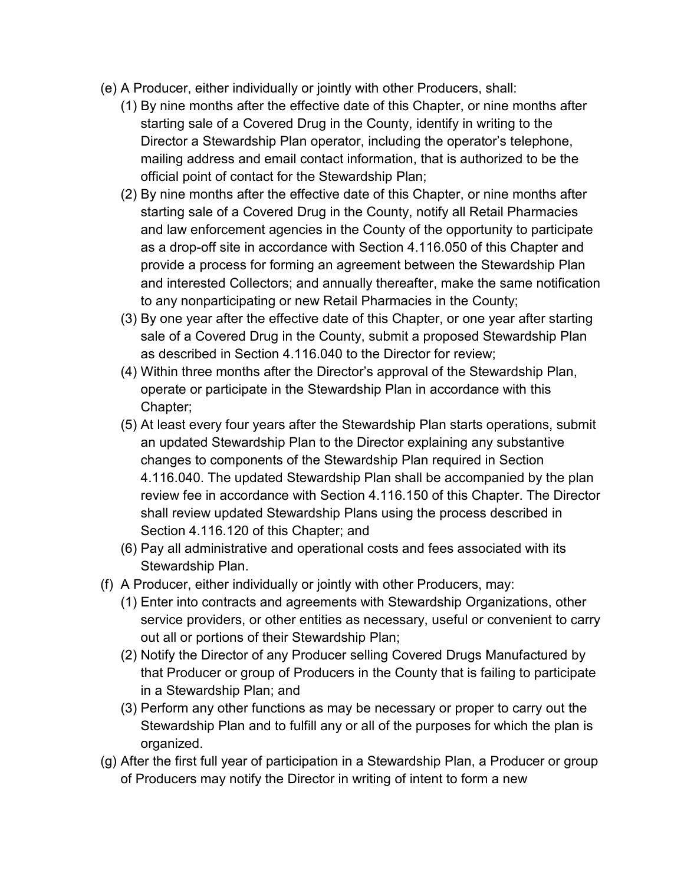(e) A Producer, either individually or jointly with other Producers, shall:

(1) By nine months after the effective date of this Chapter, or nine months after starting sale of a Covered Drug in the County, identify in writing to the Director a Stewardship Plan operator, including the operator's telephone, mailing address and email contact information, that is authorized to be the official point of contact for the Stewardship Plan;

(2) By nine months after the effective date of this Chapter, or nine months after starting sale of a Covered Drug in the County, notify all Retail Pharmacies and law enforcement agencies in the County of the opportunity to participate as a drop-off site in accordance with Section 4.116.050 of this Chapter and provide a process for forming an agreement between the Stewardship Plan and interested Collectors; and annually thereafter, make the same notification to any nonparticipating or new Retail Pharmacies in the County;

(3) By one year after the effective date of this Chapter, or one year after starting sale of a Covered Drug in the County, submit a proposed Stewardship Plan as described in Section 4.116.040 to the Director for review;

(4) Within three months after the Director's approval of the Stewardship Plan, operate or participate in the Stewardship Plan in accordance with this Chapter;

(5) At least every four years after the Stewardship Plan starts operations, submit an updated Stewardship Plan to the Director explaining any substantive changes to components of the Stewardship Plan required in Section 4.116.040. The updated Stewardship Plan shall be accompanied by the plan review fee in accordance with Section 4.116.150 of this Chapter. The Director shall review updated Stewardship Plans using the process described in Section 4.116.120 of this Chapter; and

(6) Pay all administrative and operational costs and fees associated with its Stewardship Plan.

(f) A Producer, either individually or jointly with other Producers, may:

(1) Enter into contracts and agreements with Stewardship Organizations, other service providers, or other entities as necessary, useful or convenient to carry out all or portions of their Stewardship Plan;

(2) Notify the Director of any Producer selling Covered Drugs Manufactured by that Producer or group of Producers in the County that is failing to participate in a Stewardship Plan; and

(3) Perform any other functions as may be necessary or proper to carry out the Stewardship Plan and to fulfill any or all of the purposes for which the plan is organized.

(g) After the first full year of participation in a Stewardship Plan, a Producer or group of Producers may notify the Director in writing of intent to form a new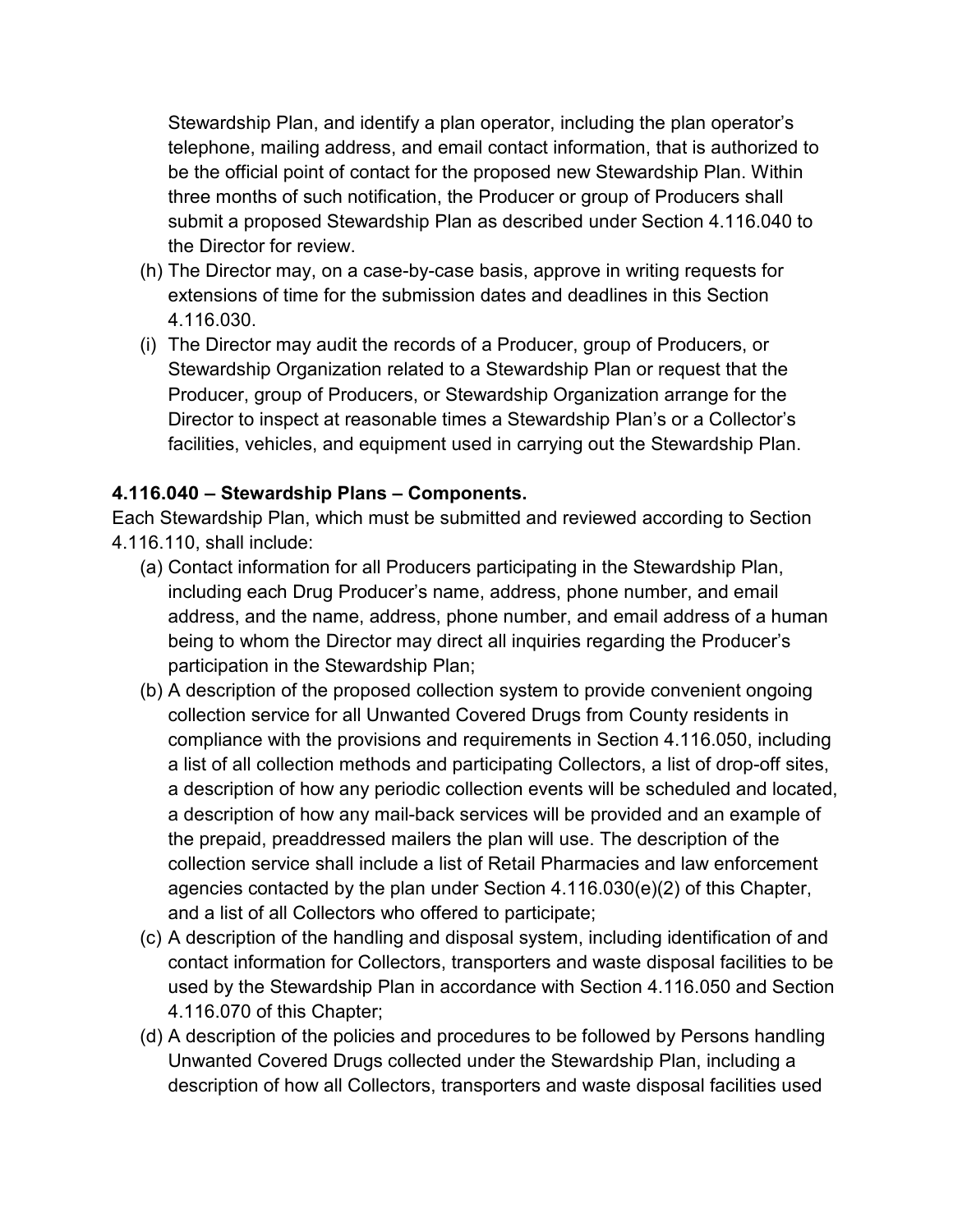Stewardship Plan, and identify a plan operator, including the plan operator's telephone, mailing address, and email contact information, that is authorized to be the official point of contact for the proposed new Stewardship Plan. Within three months of such notification, the Producer or group of Producers shall submit a proposed Stewardship Plan as described under Section 4.116.040 to the Director for review.

(h) The Director may, on a case-by-case basis, approve in writing requests for extensions of time for the submission dates and deadlines in this Section 4.116.030.

(i) The Director may audit the records of a Producer, group of Producers, or Stewardship Organization related to a Stewardship Plan or request that the Producer, group of Producers, or Stewardship Organization arrange for the Director to inspect at reasonable times a Stewardship Plan's or a Collector's facilities, vehicles, and equipment used in carrying out the Stewardship Plan.

**4.116.040 – Stewardship Plans – Components.**

Each Stewardship Plan, which must be submitted and reviewed according to Section 4.116.110, shall include:

(a) Contact information for all Producers participating in the Stewardship Plan, including each Drug Producer's name, address, phone number, and email address, and the name, address, phone number, and email address of a human being to whom the Director may direct all inquiries regarding the Producer's participation in the Stewardship Plan;

(b) A description of the proposed collection system to provide convenient ongoing collection service for all Unwanted Covered Drugs from County residents in compliance with the provisions and requirements in Section 4.116.050, including a list of all collection methods and participating Collectors, a list of drop-off sites, a description of how any periodic collection events will be scheduled and located, a description of how any mail-back services will be provided and an example of the prepaid, preaddressed mailers the plan will use. The description of the collection service shall include a list of Retail Pharmacies and law enforcement agencies contacted by the plan under Section 4.116.030(e)(2) of this Chapter, and a list of all Collectors who offered to participate;

(c) A description of the handling and disposal system, including identification of and contact information for Collectors, transporters and waste disposal facilities to be used by the Stewardship Plan in accordance with Section 4.116.050 and Section 4.116.070 of this Chapter;

(d) A description of the policies and procedures to be followed by Persons handling Unwanted Covered Drugs collected under the Stewardship Plan, including a description of how all Collectors, transporters and waste disposal facilities used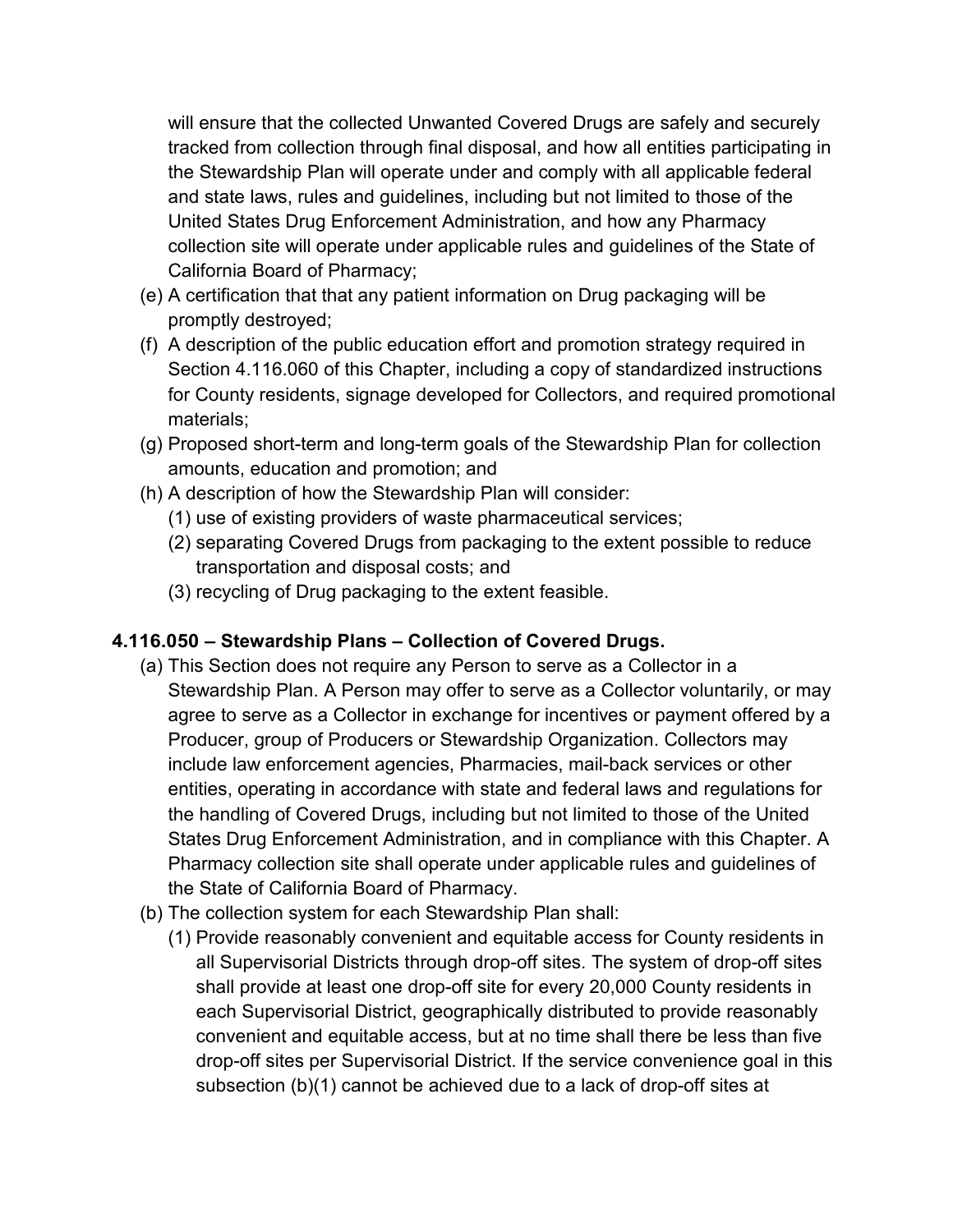will ensure that the collected Unwanted Covered Drugs are safely and securely tracked from collection through final disposal, and how all entities participating in the Stewardship Plan will operate under and comply with all applicable federal and state laws, rules and guidelines, including but not limited to those of the United States Drug Enforcement Administration, and how any Pharmacy collection site will operate under applicable rules and guidelines of the State of California Board of Pharmacy;

(e) A certification that that any patient information on Drug packaging will be promptly destroyed;

(f) A description of the public education effort and promotion strategy required in Section 4.116.060 of this Chapter, including a copy of standardized instructions for County residents, signage developed for Collectors, and required promotional materials;

(g) Proposed short-term and long-term goals of the Stewardship Plan for collection amounts, education and promotion; and

(h) A description of how the Stewardship Plan will consider:

(1) use of existing providers of waste pharmaceutical services;

(2) separating Covered Drugs from packaging to the extent possible to reduce transportation and disposal costs; and

(3) recycling of Drug packaging to the extent feasible.

**4.116.050 – Stewardship Plans – Collection of Covered Drugs.**

(a) This Section does not require any Person to serve as a Collector in a Stewardship Plan. A Person may offer to serve as a Collector voluntarily, or may agree to serve as a Collector in exchange for incentives or payment offered by a Producer, group of Producers or Stewardship Organization. Collectors may include law enforcement agencies, Pharmacies, mail-back services or other entities, operating in accordance with state and federal laws and regulations for the handling of Covered Drugs, including but not limited to those of the United States Drug Enforcement Administration, and in compliance with this Chapter. A Pharmacy collection site shall operate under applicable rules and guidelines of the State of California Board of Pharmacy.

(b) The collection system for each Stewardship Plan shall:

(1) Provide reasonably convenient and equitable access for County residents in all Supervisorial Districts through drop-off sites. The system of drop-off sites shall provide at least one drop-off site for every 20,000 County residents in each Supervisorial District, geographically distributed to provide reasonably convenient and equitable access, but at no time shall there be less than five drop-off sites per Supervisorial District. If the service convenience goal in this subsection (b)(1) cannot be achieved due to a lack of drop-off sites at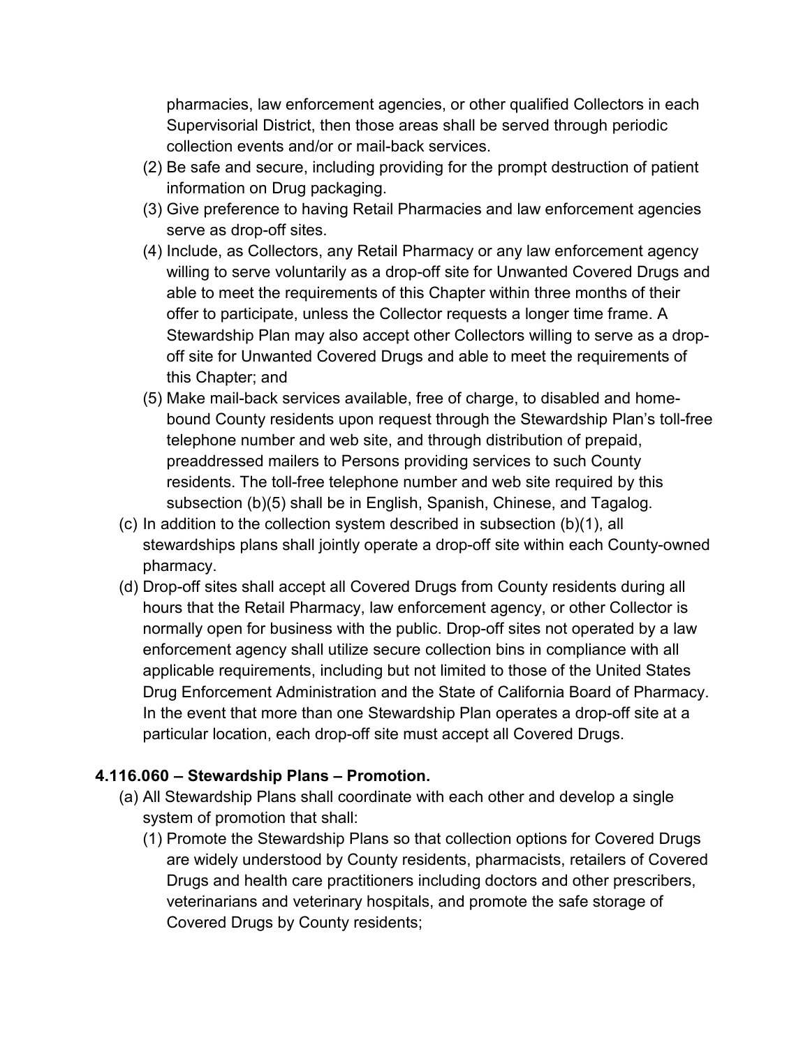pharmacies, law enforcement agencies, or other qualified Collectors in each Supervisorial District, then those areas shall be served through periodic collection events and/or or mail-back services.

(2) Be safe and secure, including providing for the prompt destruction of patient information on Drug packaging.

(3) Give preference to having Retail Pharmacies and law enforcement agencies serve as drop-off sites.

(4) Include, as Collectors, any Retail Pharmacy or any law enforcement agency willing to serve voluntarily as a drop-off site for Unwanted Covered Drugs and able to meet the requirements of this Chapter within three months of their offer to participate, unless the Collector requests a longer time frame. A Stewardship Plan may also accept other Collectors willing to serve as a drop-off site for Unwanted Covered Drugs and able to meet the requirements of this Chapter; and

(5) Make mail-back services available, free of charge, to disabled and home-bound County residents upon request through the Stewardship Plan's toll-free telephone number and web site, and through distribution of prepaid, preaddressed mailers to Persons providing services to such County residents. The toll-free telephone number and web site required by this subsection (b)(5) shall be in English, Spanish, Chinese, and Tagalog.

(c) In addition to the collection system described in subsection (b)(1), all stewardships plans shall jointly operate a drop-off site within each County-owned pharmacy.

(d) Drop-off sites shall accept all Covered Drugs from County residents during all hours that the Retail Pharmacy, law enforcement agency, or other Collector is normally open for business with the public. Drop-off sites not operated by a law enforcement agency shall utilize secure collection bins in compliance with all applicable requirements, including but not limited to those of the United States Drug Enforcement Administration and the State of California Board of Pharmacy. In the event that more than one Stewardship Plan operates a drop-off site at a particular location, each drop-off site must accept all Covered Drugs.

### 4.116.060 – Stewardship Plans – Promotion.

(a) All Stewardship Plans shall coordinate with each other and develop a single system of promotion that shall:

(1) Promote the Stewardship Plans so that collection options for Covered Drugs are widely understood by County residents, pharmacists, retailers of Covered Drugs and health care practitioners including doctors and other prescribers, veterinarians and veterinary hospitals, and promote the safe storage of Covered Drugs by County residents;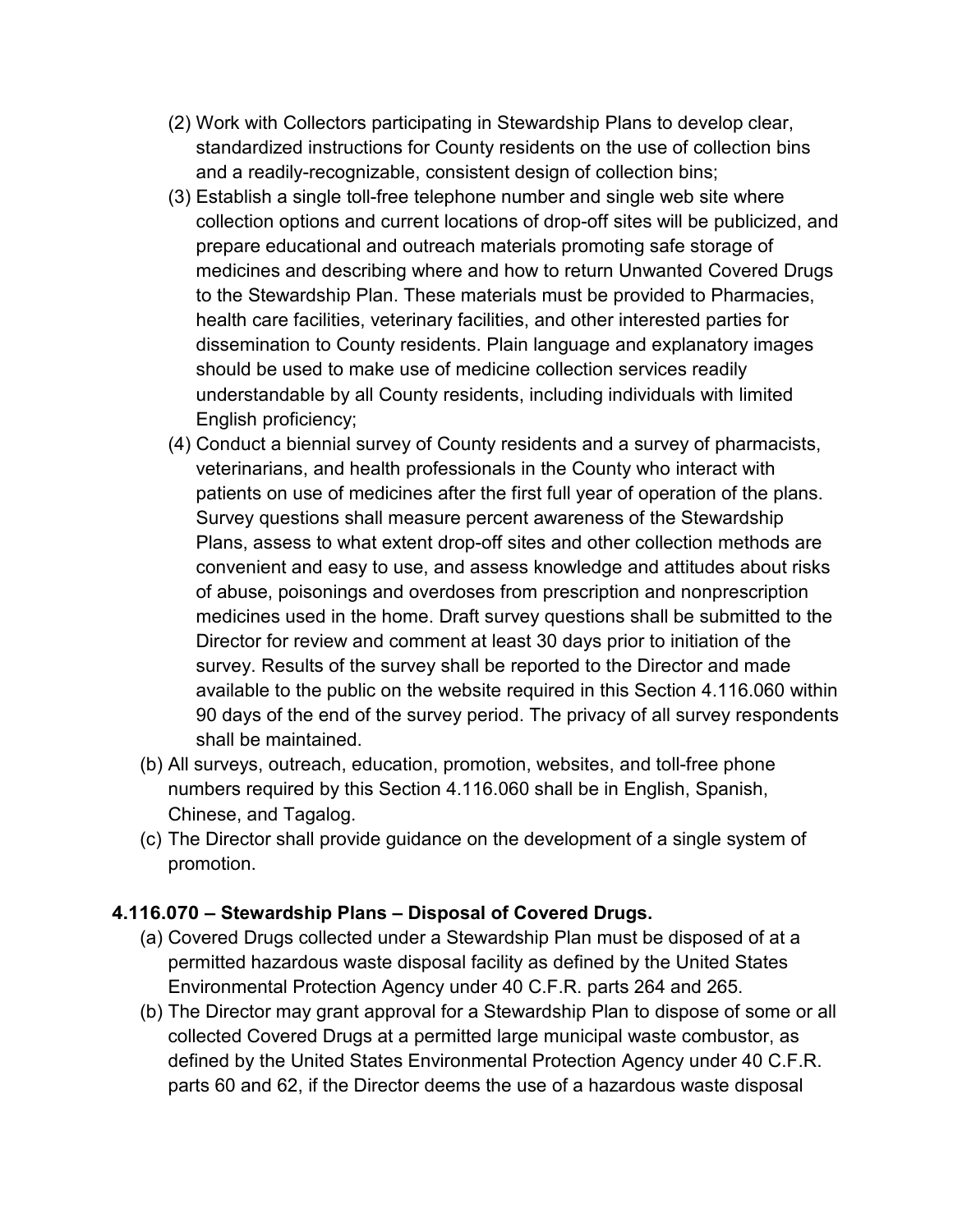(2) Work with Collectors participating in Stewardship Plans to develop clear, standardized instructions for County residents on the use of collection bins and a readily-recognizable, consistent design of collection bins;

(3) Establish a single toll-free telephone number and single web site where collection options and current locations of drop-off sites will be publicized, and prepare educational and outreach materials promoting safe storage of medicines and describing where and how to return Unwanted Covered Drugs to the Stewardship Plan. These materials must be provided to Pharmacies, health care facilities, veterinary facilities, and other interested parties for dissemination to County residents. Plain language and explanatory images should be used to make use of medicine collection services readily understandable by all County residents, including individuals with limited English proficiency;

(4) Conduct a biennial survey of County residents and a survey of pharmacists, veterinarians, and health professionals in the County who interact with patients on use of medicines after the first full year of operation of the plans. Survey questions shall measure percent awareness of the Stewardship Plans, assess to what extent drop-off sites and other collection methods are convenient and easy to use, and assess knowledge and attitudes about risks of abuse, poisonings and overdoses from prescription and nonprescription medicines used in the home. Draft survey questions shall be submitted to the Director for review and comment at least 30 days prior to initiation of the survey. Results of the survey shall be reported to the Director and made available to the public on the website required in this Section 4.116.060 within 90 days of the end of the survey period. The privacy of all survey respondents shall be maintained.

(b) All surveys, outreach, education, promotion, websites, and toll-free phone numbers required by this Section 4.116.060 shall be in English, Spanish, Chinese, and Tagalog.

(c) The Director shall provide guidance on the development of a single system of promotion.

**4.116.070 – Stewardship Plans – Disposal of Covered Drugs.**

(a) Covered Drugs collected under a Stewardship Plan must be disposed of at a permitted hazardous waste disposal facility as defined by the United States Environmental Protection Agency under 40 C.F.R. parts 264 and 265.

(b) The Director may grant approval for a Stewardship Plan to dispose of some or all collected Covered Drugs at a permitted large municipal waste combustor, as defined by the United States Environmental Protection Agency under 40 C.F.R. parts 60 and 62, if the Director deems the use of a hazardous waste disposal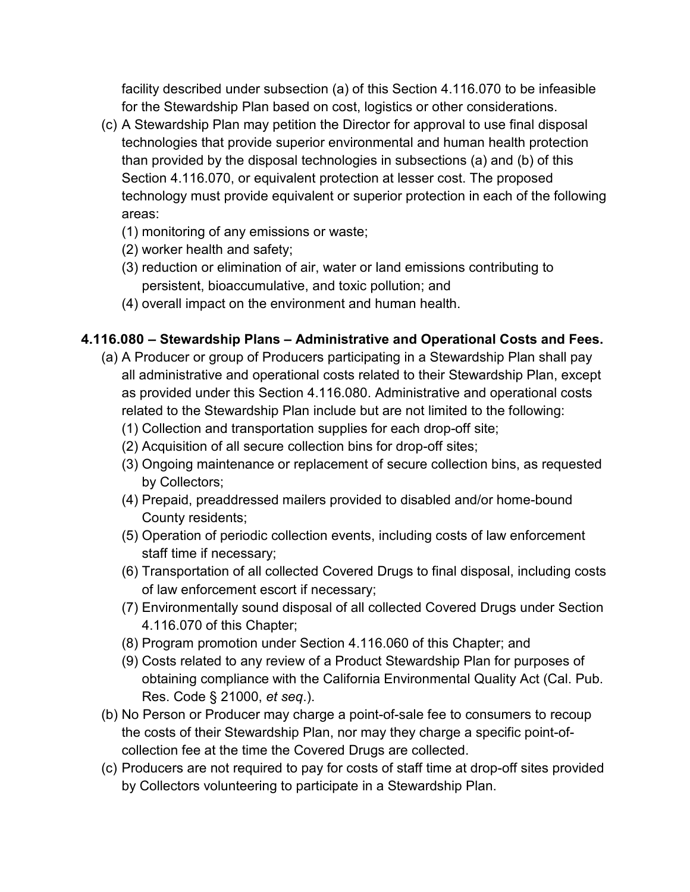facility described under subsection (a) of this Section 4.116.070 to be infeasible for the Stewardship Plan based on cost, logistics or other considerations.

(c) A Stewardship Plan may petition the Director for approval to use final disposal technologies that provide superior environmental and human health protection than provided by the disposal technologies in subsections (a) and (b) of this Section 4.116.070, or equivalent protection at lesser cost. The proposed technology must provide equivalent or superior protection in each of the following areas:
   (1) monitoring of any emissions or waste;
   (2) worker health and safety;
   (3) reduction or elimination of air, water or land emissions contributing to persistent, bioaccumulative, and toxic pollution; and
   (4) overall impact on the environment and human health.

**4.116.080 – Stewardship Plans – Administrative and Operational Costs and Fees.**

(a) A Producer or group of Producers participating in a Stewardship Plan shall pay all administrative and operational costs related to their Stewardship Plan, except as provided under this Section 4.116.080. Administrative and operational costs related to the Stewardship Plan include but are not limited to the following:
   (1) Collection and transportation supplies for each drop-off site;
   (2) Acquisition of all secure collection bins for drop-off sites;
   (3) Ongoing maintenance or replacement of secure collection bins, as requested by Collectors;
   (4) Prepaid, preaddressed mailers provided to disabled and/or home-bound County residents;
   (5) Operation of periodic collection events, including costs of law enforcement staff time if necessary;
   (6) Transportation of all collected Covered Drugs to final disposal, including costs of law enforcement escort if necessary;
   (7) Environmentally sound disposal of all collected Covered Drugs under Section 4.116.070 of this Chapter;
   (8) Program promotion under Section 4.116.060 of this Chapter; and
   (9) Costs related to any review of a Product Stewardship Plan for purposes of obtaining compliance with the California Environmental Quality Act (Cal. Pub. Res. Code § 21000, *et seq*.).

(b) No Person or Producer may charge a point-of-sale fee to consumers to recoup the costs of their Stewardship Plan, nor may they charge a specific point-of-collection fee at the time the Covered Drugs are collected.

(c) Producers are not required to pay for costs of staff time at drop-off sites provided by Collectors volunteering to participate in a Stewardship Plan.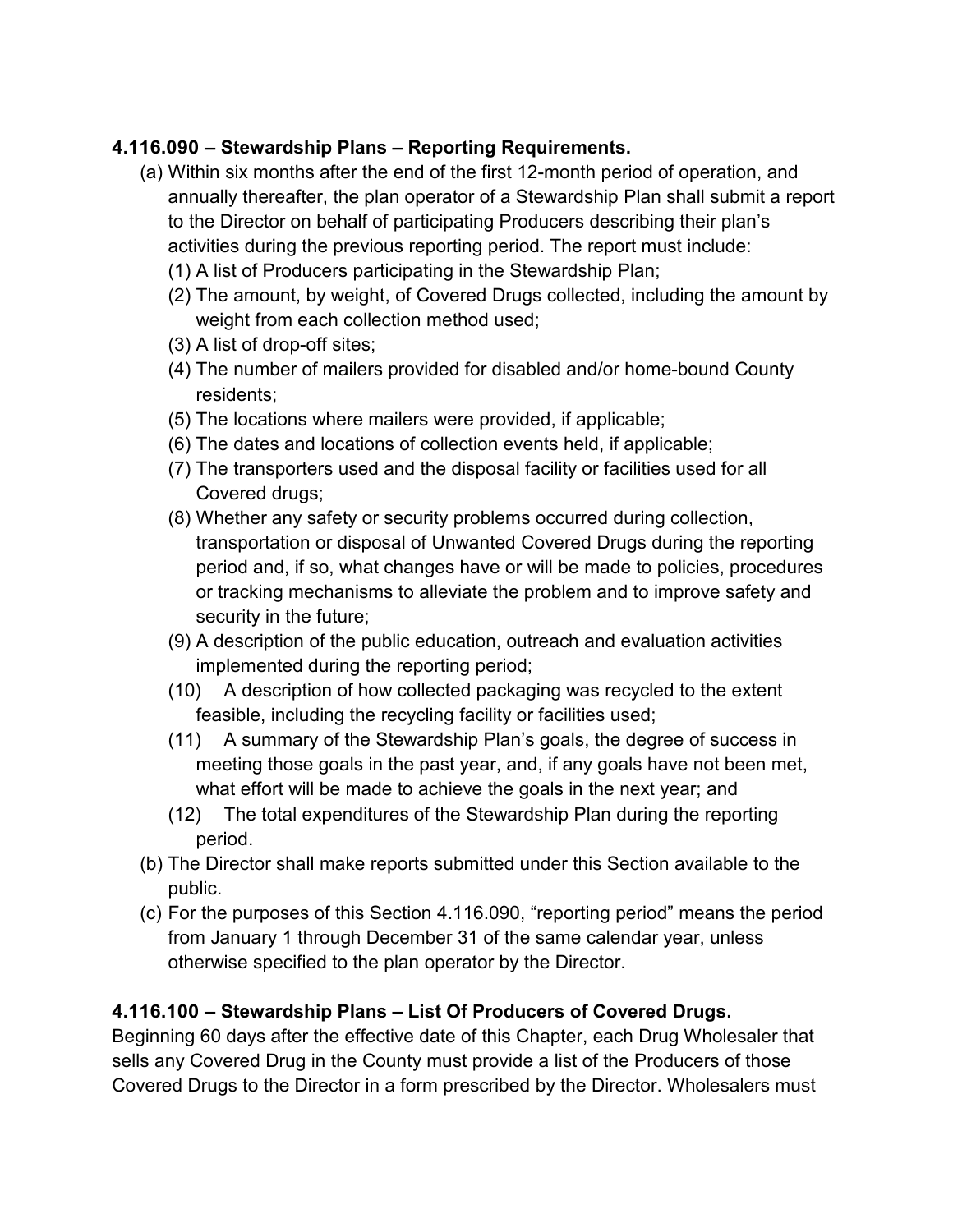### 4.116.090 – Stewardship Plans – Reporting Requirements.

(a) Within six months after the end of the first 12-month period of operation, and annually thereafter, the plan operator of a Stewardship Plan shall submit a report to the Director on behalf of participating Producers describing their plan's activities during the previous reporting period. The report must include:

(1) A list of Producers participating in the Stewardship Plan;

(2) The amount, by weight, of Covered Drugs collected, including the amount by weight from each collection method used;

(3) A list of drop-off sites;

(4) The number of mailers provided for disabled and/or home-bound County residents;

(5) The locations where mailers were provided, if applicable;

(6) The dates and locations of collection events held, if applicable;

(7) The transporters used and the disposal facility or facilities used for all Covered drugs;

(8) Whether any safety or security problems occurred during collection, transportation or disposal of Unwanted Covered Drugs during the reporting period and, if so, what changes have or will be made to policies, procedures or tracking mechanisms to alleviate the problem and to improve safety and security in the future;

(9) A description of the public education, outreach and evaluation activities implemented during the reporting period;

(10) A description of how collected packaging was recycled to the extent feasible, including the recycling facility or facilities used;

(11) A summary of the Stewardship Plan's goals, the degree of success in meeting those goals in the past year, and, if any goals have not been met, what effort will be made to achieve the goals in the next year; and

(12) The total expenditures of the Stewardship Plan during the reporting period.

(b) The Director shall make reports submitted under this Section available to the public.

(c) For the purposes of this Section 4.116.090, "reporting period" means the period from January 1 through December 31 of the same calendar year, unless otherwise specified to the plan operator by the Director.

### 4.116.100 – Stewardship Plans – List Of Producers of Covered Drugs.

Beginning 60 days after the effective date of this Chapter, each Drug Wholesaler that sells any Covered Drug in the County must provide a list of the Producers of those Covered Drugs to the Director in a form prescribed by the Director. Wholesalers must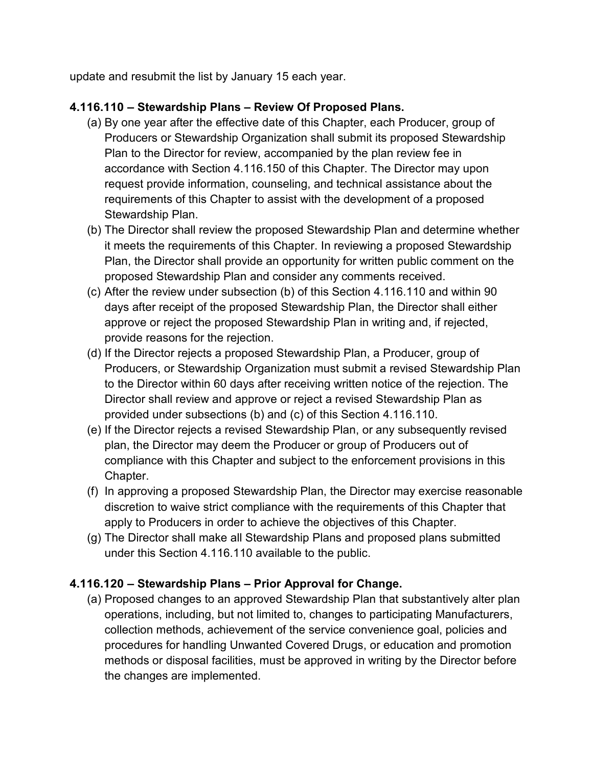update and resubmit the list by January 15 each year.

**4.116.110 – Stewardship Plans – Review Of Proposed Plans.**

(a) By one year after the effective date of this Chapter, each Producer, group of Producers or Stewardship Organization shall submit its proposed Stewardship Plan to the Director for review, accompanied by the plan review fee in accordance with Section 4.116.150 of this Chapter. The Director may upon request provide information, counseling, and technical assistance about the requirements of this Chapter to assist with the development of a proposed Stewardship Plan.

(b) The Director shall review the proposed Stewardship Plan and determine whether it meets the requirements of this Chapter. In reviewing a proposed Stewardship Plan, the Director shall provide an opportunity for written public comment on the proposed Stewardship Plan and consider any comments received.

(c) After the review under subsection (b) of this Section 4.116.110 and within 90 days after receipt of the proposed Stewardship Plan, the Director shall either approve or reject the proposed Stewardship Plan in writing and, if rejected, provide reasons for the rejection.

(d) If the Director rejects a proposed Stewardship Plan, a Producer, group of Producers, or Stewardship Organization must submit a revised Stewardship Plan to the Director within 60 days after receiving written notice of the rejection. The Director shall review and approve or reject a revised Stewardship Plan as provided under subsections (b) and (c) of this Section 4.116.110.

(e) If the Director rejects a revised Stewardship Plan, or any subsequently revised plan, the Director may deem the Producer or group of Producers out of compliance with this Chapter and subject to the enforcement provisions in this Chapter.

(f) In approving a proposed Stewardship Plan, the Director may exercise reasonable discretion to waive strict compliance with the requirements of this Chapter that apply to Producers in order to achieve the objectives of this Chapter.

(g) The Director shall make all Stewardship Plans and proposed plans submitted under this Section 4.116.110 available to the public.

**4.116.120 – Stewardship Plans – Prior Approval for Change.**

(a) Proposed changes to an approved Stewardship Plan that substantively alter plan operations, including, but not limited to, changes to participating Manufacturers, collection methods, achievement of the service convenience goal, policies and procedures for handling Unwanted Covered Drugs, or education and promotion methods or disposal facilities, must be approved in writing by the Director before the changes are implemented.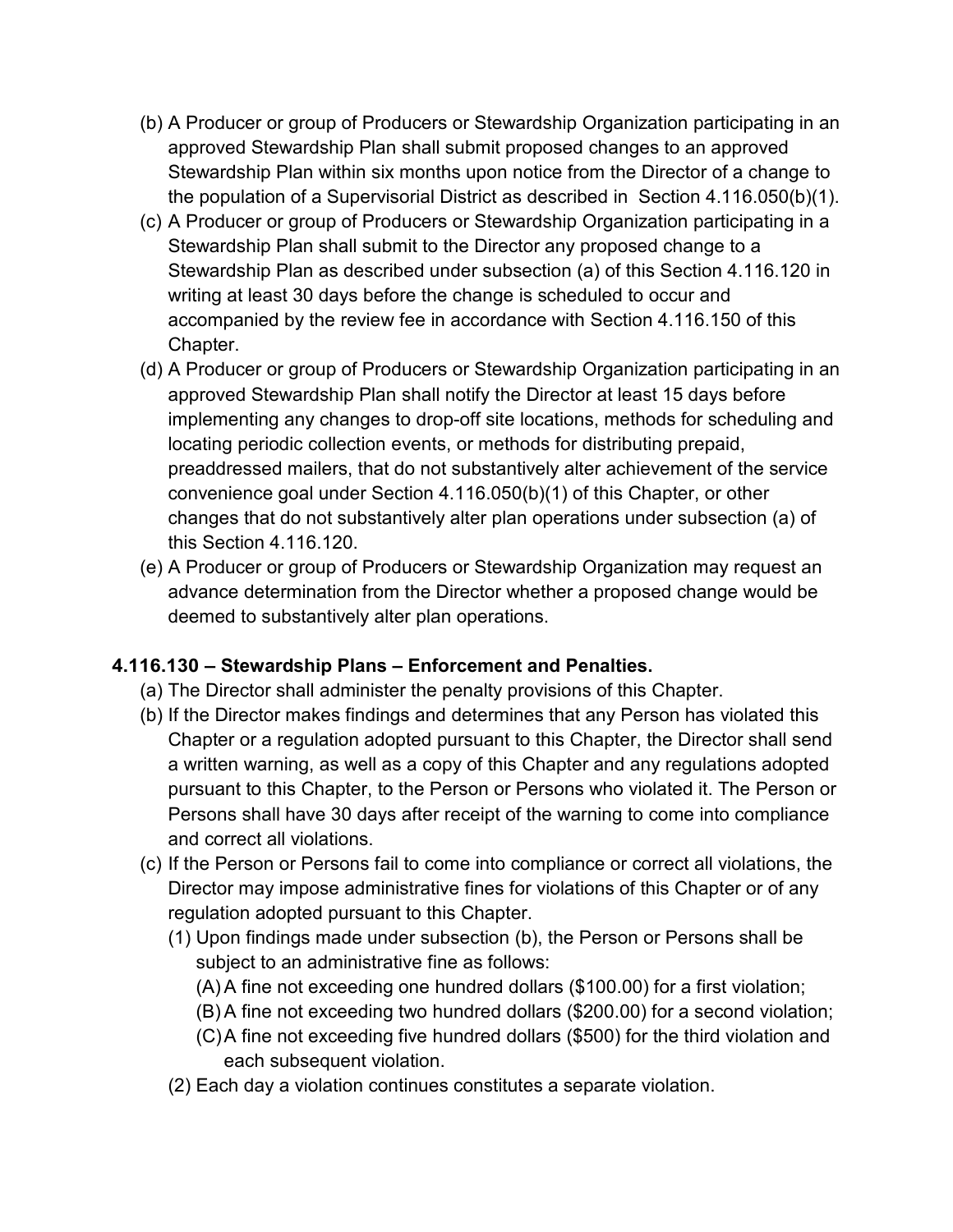(b) A Producer or group of Producers or Stewardship Organization participating in an approved Stewardship Plan shall submit proposed changes to an approved Stewardship Plan within six months upon notice from the Director of a change to the population of a Supervisorial District as described in Section 4.116.050(b)(1).

(c) A Producer or group of Producers or Stewardship Organization participating in a Stewardship Plan shall submit to the Director any proposed change to a Stewardship Plan as described under subsection (a) of this Section 4.116.120 in writing at least 30 days before the change is scheduled to occur and accompanied by the review fee in accordance with Section 4.116.150 of this Chapter.

(d) A Producer or group of Producers or Stewardship Organization participating in an approved Stewardship Plan shall notify the Director at least 15 days before implementing any changes to drop-off site locations, methods for scheduling and locating periodic collection events, or methods for distributing prepaid, preaddressed mailers, that do not substantively alter achievement of the service convenience goal under Section 4.116.050(b)(1) of this Chapter, or other changes that do not substantively alter plan operations under subsection (a) of this Section 4.116.120.

(e) A Producer or group of Producers or Stewardship Organization may request an advance determination from the Director whether a proposed change would be deemed to substantively alter plan operations.

**4.116.130 – Stewardship Plans – Enforcement and Penalties.**

(a) The Director shall administer the penalty provisions of this Chapter.

(b) If the Director makes findings and determines that any Person has violated this Chapter or a regulation adopted pursuant to this Chapter, the Director shall send a written warning, as well as a copy of this Chapter and any regulations adopted pursuant to this Chapter, to the Person or Persons who violated it. The Person or Persons shall have 30 days after receipt of the warning to come into compliance and correct all violations.

(c) If the Person or Persons fail to come into compliance or correct all violations, the Director may impose administrative fines for violations of this Chapter or of any regulation adopted pursuant to this Chapter.

  (1) Upon findings made under subsection (b), the Person or Persons shall be subject to an administrative fine as follows:

    (A) A fine not exceeding one hundred dollars ($100.00) for a first violation;

    (B) A fine not exceeding two hundred dollars ($200.00) for a second violation;

    (C) A fine not exceeding five hundred dollars ($500) for the third violation and each subsequent violation.

  (2) Each day a violation continues constitutes a separate violation.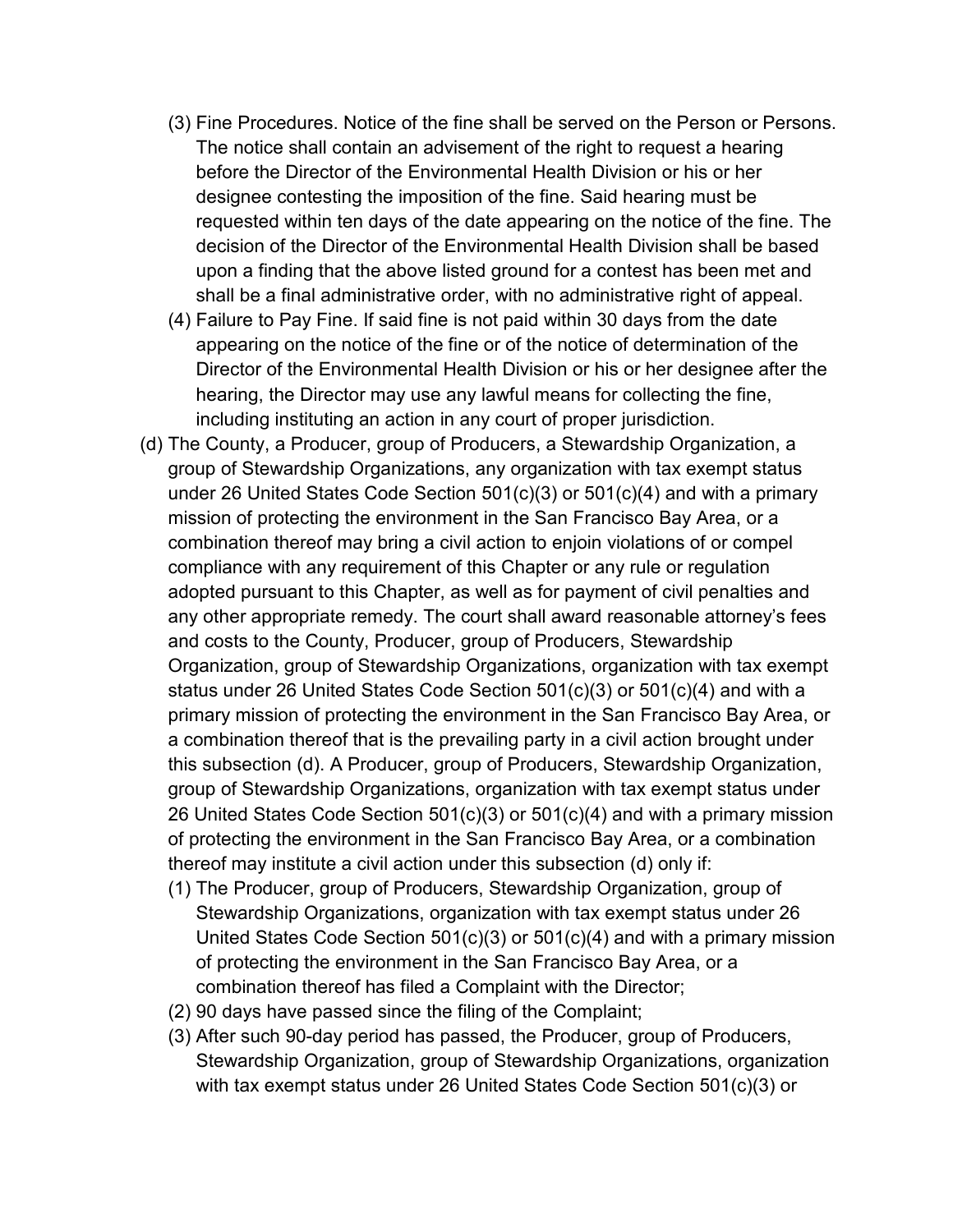(3) Fine Procedures. Notice of the fine shall be served on the Person or Persons. The notice shall contain an advisement of the right to request a hearing before the Director of the Environmental Health Division or his or her designee contesting the imposition of the fine. Said hearing must be requested within ten days of the date appearing on the notice of the fine. The decision of the Director of the Environmental Health Division shall be based upon a finding that the above listed ground for a contest has been met and shall be a final administrative order, with no administrative right of appeal.

(4) Failure to Pay Fine. If said fine is not paid within 30 days from the date appearing on the notice of the fine or of the notice of determination of the Director of the Environmental Health Division or his or her designee after the hearing, the Director may use any lawful means for collecting the fine, including instituting an action in any court of proper jurisdiction.

(d) The County, a Producer, group of Producers, a Stewardship Organization, a group of Stewardship Organizations, any organization with tax exempt status under 26 United States Code Section 501(c)(3) or 501(c)(4) and with a primary mission of protecting the environment in the San Francisco Bay Area, or a combination thereof may bring a civil action to enjoin violations of or compel compliance with any requirement of this Chapter or any rule or regulation adopted pursuant to this Chapter, as well as for payment of civil penalties and any other appropriate remedy. The court shall award reasonable attorney's fees and costs to the County, Producer, group of Producers, Stewardship Organization, group of Stewardship Organizations, organization with tax exempt status under 26 United States Code Section 501(c)(3) or 501(c)(4) and with a primary mission of protecting the environment in the San Francisco Bay Area, or a combination thereof that is the prevailing party in a civil action brought under this subsection (d). A Producer, group of Producers, Stewardship Organization, group of Stewardship Organizations, organization with tax exempt status under 26 United States Code Section 501(c)(3) or 501(c)(4) and with a primary mission of protecting the environment in the San Francisco Bay Area, or a combination thereof may institute a civil action under this subsection (d) only if:

(1) The Producer, group of Producers, Stewardship Organization, group of Stewardship Organizations, organization with tax exempt status under 26 United States Code Section 501(c)(3) or 501(c)(4) and with a primary mission of protecting the environment in the San Francisco Bay Area, or a combination thereof has filed a Complaint with the Director;

(2) 90 days have passed since the filing of the Complaint;

(3) After such 90-day period has passed, the Producer, group of Producers, Stewardship Organization, group of Stewardship Organizations, organization with tax exempt status under 26 United States Code Section 501(c)(3) or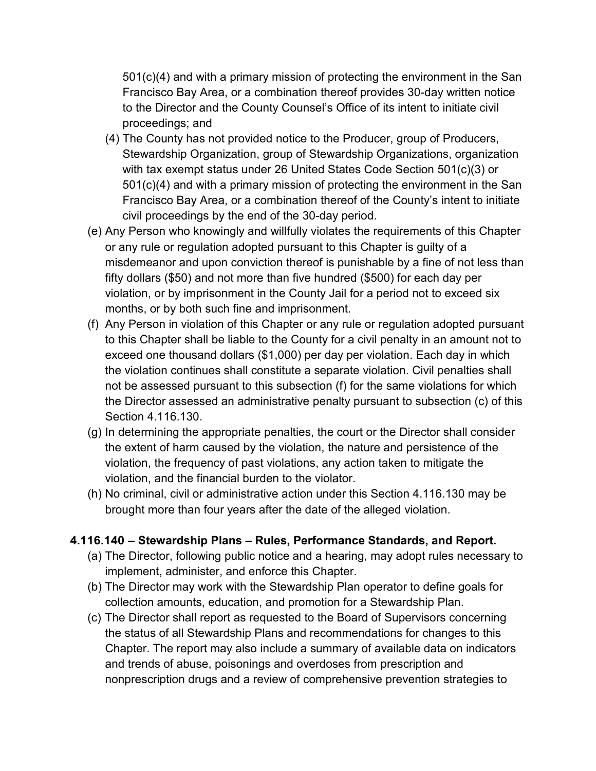501(c)(4) and with a primary mission of protecting the environment in the San Francisco Bay Area, or a combination thereof provides 30-day written notice to the Director and the County Counsel's Office of its intent to initiate civil proceedings; and

(4) The County has not provided notice to the Producer, group of Producers, Stewardship Organization, group of Stewardship Organizations, organization with tax exempt status under 26 United States Code Section 501(c)(3) or 501(c)(4) and with a primary mission of protecting the environment in the San Francisco Bay Area, or a combination thereof of the County's intent to initiate civil proceedings by the end of the 30-day period.

(e) Any Person who knowingly and willfully violates the requirements of this Chapter or any rule or regulation adopted pursuant to this Chapter is guilty of a misdemeanor and upon conviction thereof is punishable by a fine of not less than fifty dollars ($50) and not more than five hundred ($500) for each day per violation, or by imprisonment in the County Jail for a period not to exceed six months, or by both such fine and imprisonment.

(f) Any Person in violation of this Chapter or any rule or regulation adopted pursuant to this Chapter shall be liable to the County for a civil penalty in an amount not to exceed one thousand dollars ($1,000) per day per violation. Each day in which the violation continues shall constitute a separate violation. Civil penalties shall not be assessed pursuant to this subsection (f) for the same violations for which the Director assessed an administrative penalty pursuant to subsection (c) of this Section 4.116.130.

(g) In determining the appropriate penalties, the court or the Director shall consider the extent of harm caused by the violation, the nature and persistence of the violation, the frequency of past violations, any action taken to mitigate the violation, and the financial burden to the violator.

(h) No criminal, civil or administrative action under this Section 4.116.130 may be brought more than four years after the date of the alleged violation.

### 4.116.140 – Stewardship Plans – Rules, Performance Standards, and Report.

(a) The Director, following public notice and a hearing, may adopt rules necessary to implement, administer, and enforce this Chapter.

(b) The Director may work with the Stewardship Plan operator to define goals for collection amounts, education, and promotion for a Stewardship Plan.

(c) The Director shall report as requested to the Board of Supervisors concerning the status of all Stewardship Plans and recommendations for changes to this Chapter. The report may also include a summary of available data on indicators and trends of abuse, poisonings and overdoses from prescription and nonprescription drugs and a review of comprehensive prevention strategies to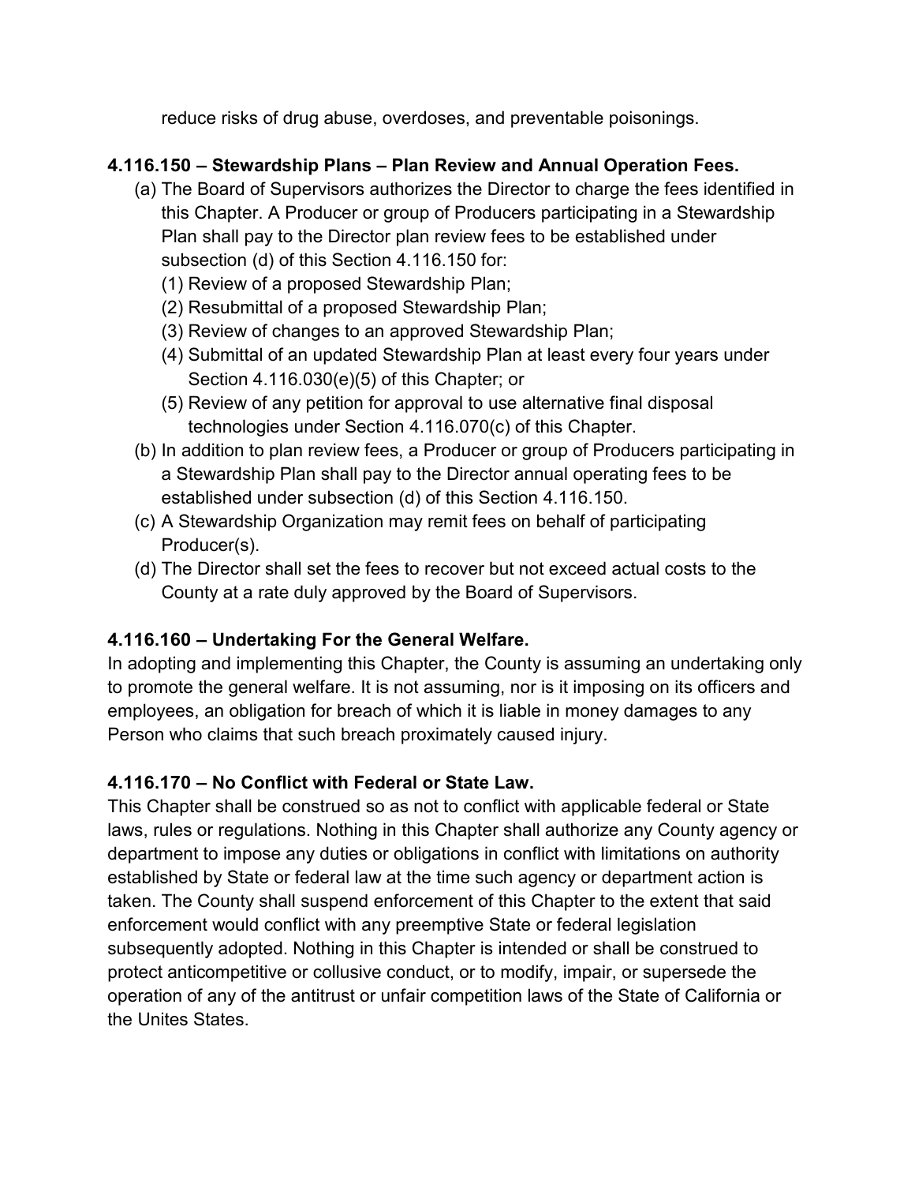reduce risks of drug abuse, overdoses, and preventable poisonings.

**4.116.150 – Stewardship Plans – Plan Review and Annual Operation Fees.**

(a) The Board of Supervisors authorizes the Director to charge the fees identified in this Chapter. A Producer or group of Producers participating in a Stewardship Plan shall pay to the Director plan review fees to be established under subsection (d) of this Section 4.116.150 for:

(1) Review of a proposed Stewardship Plan;

(2) Resubmittal of a proposed Stewardship Plan;

(3) Review of changes to an approved Stewardship Plan;

(4) Submittal of an updated Stewardship Plan at least every four years under Section 4.116.030(e)(5) of this Chapter; or

(5) Review of any petition for approval to use alternative final disposal technologies under Section 4.116.070(c) of this Chapter.

(b) In addition to plan review fees, a Producer or group of Producers participating in a Stewardship Plan shall pay to the Director annual operating fees to be established under subsection (d) of this Section 4.116.150.

(c) A Stewardship Organization may remit fees on behalf of participating Producer(s).

(d) The Director shall set the fees to recover but not exceed actual costs to the County at a rate duly approved by the Board of Supervisors.

**4.116.160 – Undertaking For the General Welfare.**

In adopting and implementing this Chapter, the County is assuming an undertaking only to promote the general welfare. It is not assuming, nor is it imposing on its officers and employees, an obligation for breach of which it is liable in money damages to any Person who claims that such breach proximately caused injury.

**4.116.170 – No Conflict with Federal or State Law.**

This Chapter shall be construed so as not to conflict with applicable federal or State laws, rules or regulations. Nothing in this Chapter shall authorize any County agency or department to impose any duties or obligations in conflict with limitations on authority established by State or federal law at the time such agency or department action is taken. The County shall suspend enforcement of this Chapter to the extent that said enforcement would conflict with any preemptive State or federal legislation subsequently adopted. Nothing in this Chapter is intended or shall be construed to protect anticompetitive or collusive conduct, or to modify, impair, or supersede the operation of any of the antitrust or unfair competition laws of the State of California or the Unites States.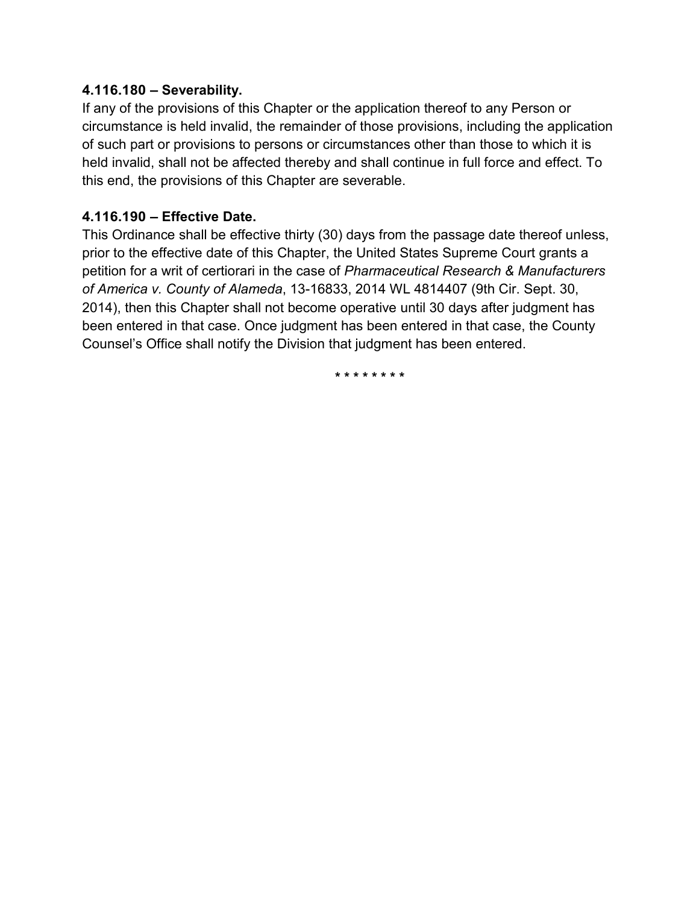**4.116.180 – Severability.**
If any of the provisions of this Chapter or the application thereof to any Person or circumstance is held invalid, the remainder of those provisions, including the application of such part or provisions to persons or circumstances other than those to which it is held invalid, shall not be affected thereby and shall continue in full force and effect. To this end, the provisions of this Chapter are severable.

**4.116.190 – Effective Date.**
This Ordinance shall be effective thirty (30) days from the passage date thereof unless, prior to the effective date of this Chapter, the United States Supreme Court grants a petition for a writ of certiorari in the case of *Pharmaceutical Research & Manufacturers of America v. County of Alameda*, 13-16833, 2014 WL 4814407 (9th Cir. Sept. 30, 2014), then this Chapter shall not become operative until 30 days after judgment has been entered in that case. Once judgment has been entered in that case, the County Counsel's Office shall notify the Division that judgment has been entered.

* * * * * * * *